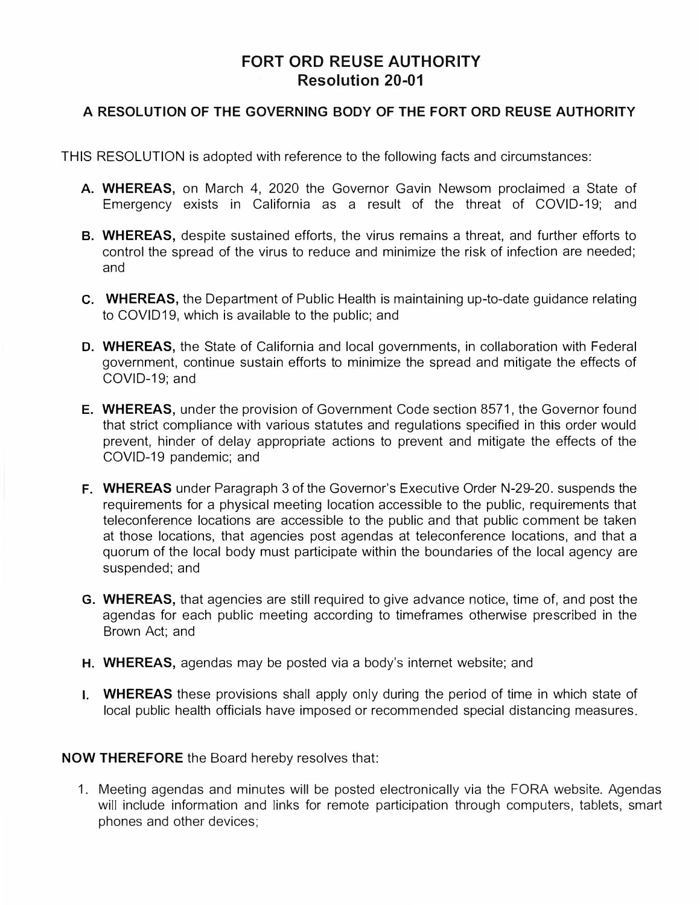# FORT ORD REUSE AUTHORITY
## Resolution 20-01

### A RESOLUTION OF THE GOVERNING BODY OF THE FORT ORD REUSE AUTHORITY

THIS RESOLUTION is adopted with reference to the following facts and circumstances:

A. **WHEREAS,** on March 4, 2020 the Governor Gavin Newsom proclaimed a State of Emergency exists in California as a result of the threat of COVID-19; and

B. **WHEREAS,** despite sustained efforts, the virus remains a threat, and further efforts to control the spread of the virus to reduce and minimize the risk of infection are needed; and

C. **WHEREAS,** the Department of Public Health is maintaining up-to-date guidance relating to COVID19, which is available to the public; and

D. **WHEREAS,** the State of California and local governments, in collaboration with Federal government, continue sustain efforts to minimize the spread and mitigate the effects of COVID-19; and

E. **WHEREAS,** under the provision of Government Code section 8571, the Governor found that strict compliance with various statutes and regulations specified in this order would prevent, hinder of delay appropriate actions to prevent and mitigate the effects of the COVID-19 pandemic; and

F. **WHEREAS** under Paragraph 3 of the Governor's Executive Order N-29-20. suspends the requirements for a physical meeting location accessible to the public, requirements that teleconference locations are accessible to the public and that public comment be taken at those locations, that agencies post agendas at teleconference locations, and that a quorum of the local body must participate within the boundaries of the local agency are suspended; and

G. **WHEREAS,** that agencies are still required to give advance notice, time of, and post the agendas for each public meeting according to timeframes otherwise prescribed in the Brown Act; and

H. **WHEREAS,** agendas may be posted via a body's internet website; and

I. **WHEREAS** these provisions shall apply only during the period of time in which state of local public health officials have imposed or recommended special distancing measures.

**NOW THEREFORE** the Board hereby resolves that:

1. Meeting agendas and minutes will be posted electronically via the FORA website. Agendas will include information and links for remote participation through computers, tablets, smart phones and other devices;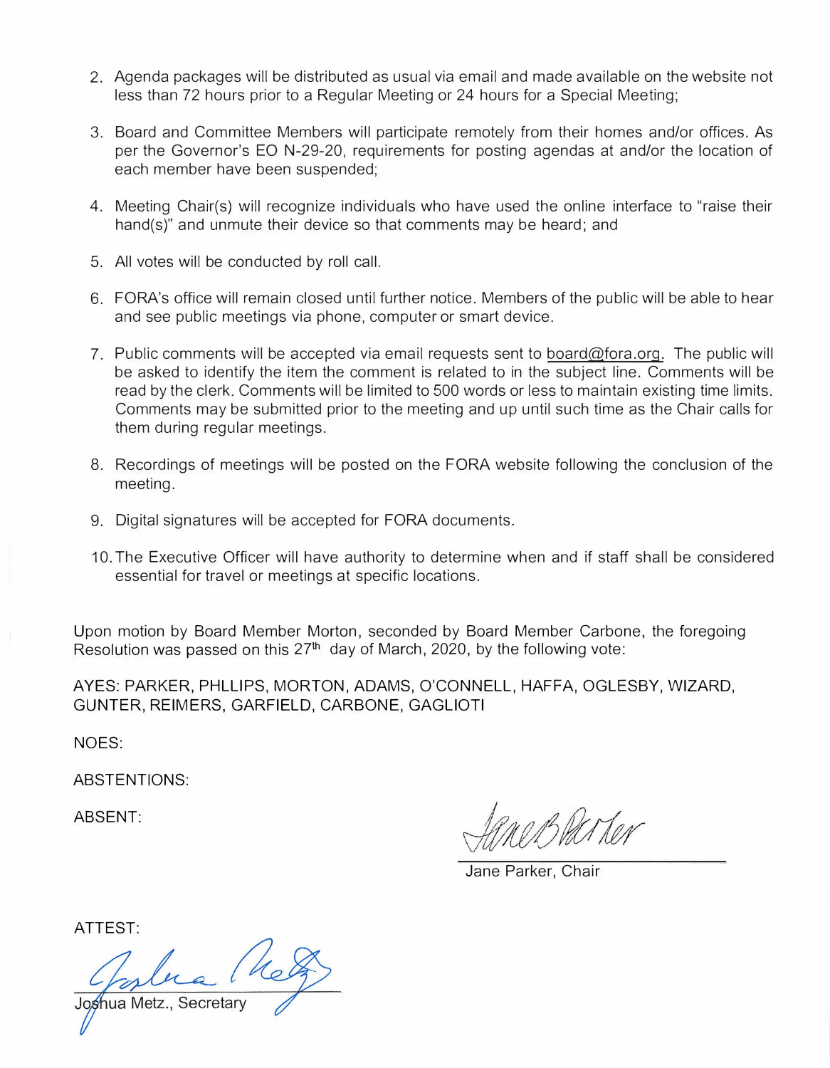2. Agenda packages will be distributed as usual via email and made available on the website not less than 72 hours prior to a Regular Meeting or 24 hours for a Special Meeting;

3. Board and Committee Members will participate remotely from their homes and/or offices. As per the Governor's EO N-29-20, requirements for posting agendas at and/or the location of each member have been suspended;

4. Meeting Chair(s) will recognize individuals who have used the online interface to "raise their hand(s)" and unmute their device so that comments may be heard; and

5. All votes will be conducted by roll call.

6. FORA's office will remain closed until further notice. Members of the public will be able to hear and see public meetings via phone, computer or smart device.

7. Public comments will be accepted via email requests sent to board@fora.org. The public will be asked to identify the item the comment is related to in the subject line. Comments will be read by the clerk. Comments will be limited to 500 words or less to maintain existing time limits. Comments may be submitted prior to the meeting and up until such time as the Chair calls for them during regular meetings.

8. Recordings of meetings will be posted on the FORA website following the conclusion of the meeting.

9. Digital signatures will be accepted for FORA documents.

10. The Executive Officer will have authority to determine when and if staff shall be considered essential for travel or meetings at specific locations.

Upon motion by Board Member Morton, seconded by Board Member Carbone, the foregoing Resolution was passed on this 27th day of March, 2020, by the following vote:

AYES: PARKER, PHLLIPS, MORTON, ADAMS, O'CONNELL, HAFFA, OGLESBY, WIZARD, GUNTER, REIMERS, GARFIELD, CARBONE, GAGLIOTI

NOES:

ABSTENTIONS:

ABSENT:

Jane Parker, Chair

ATTEST:

Joshua Metz., Secretary